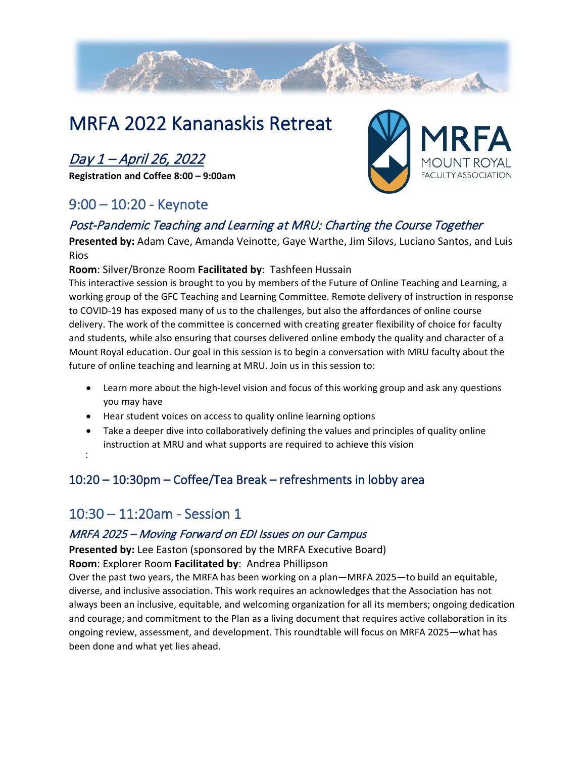# MRFA 2022 Kananaskis Retreat

## *Day 1 – April 26, 2022*

**Registration and Coffee 8:00 – 9:00am**

## 9:00 – 10:20 - Keynote

### *Post-Pandemic Teaching and Learning at MRU: Charting the Course Together*

**Presented by:** Adam Cave, Amanda Veinotte, Gaye Warthe, Jim Silovs, Luciano Santos, and Luis Rios

**Room**: Silver/Bronze Room **Facilitated by**: Tashfeen Hussain

This interactive session is brought to you by members of the Future of Online Teaching and Learning, a working group of the GFC Teaching and Learning Committee. Remote delivery of instruction in response to COVID-19 has exposed many of us to the challenges, but also the affordances of online course delivery. The work of the committee is concerned with creating greater flexibility of choice for faculty and students, while also ensuring that courses delivered online embody the quality and character of a Mount Royal education. Our goal in this session is to begin a conversation with MRU faculty about the future of online teaching and learning at MRU. Join us in this session to:

- Learn more about the high-level vision and focus of this working group and ask any questions you may have
- Hear student voices on access to quality online learning options
- Take a deeper dive into collaboratively defining the values and principles of quality online instruction at MRU and what supports are required to achieve this vision

:

## 10:20 – 10:30pm – Coffee/Tea Break – refreshments in lobby area

## 10:30 – 11:20am - Session 1

### *MRFA 2025 – Moving Forward on EDI Issues on our Campus*

**Presented by:** Lee Easton (sponsored by the MRFA Executive Board)

**Room**: Explorer Room **Facilitated by**: Andrea Phillipson

Over the past two years, the MRFA has been working on a plan—MRFA 2025—to build an equitable, diverse, and inclusive association. This work requires an acknowledges that the Association has not always been an inclusive, equitable, and welcoming organization for all its members; ongoing dedication and courage; and commitment to the Plan as a living document that requires active collaboration in its ongoing review, assessment, and development. This roundtable will focus on MRFA 2025—what has been done and what yet lies ahead.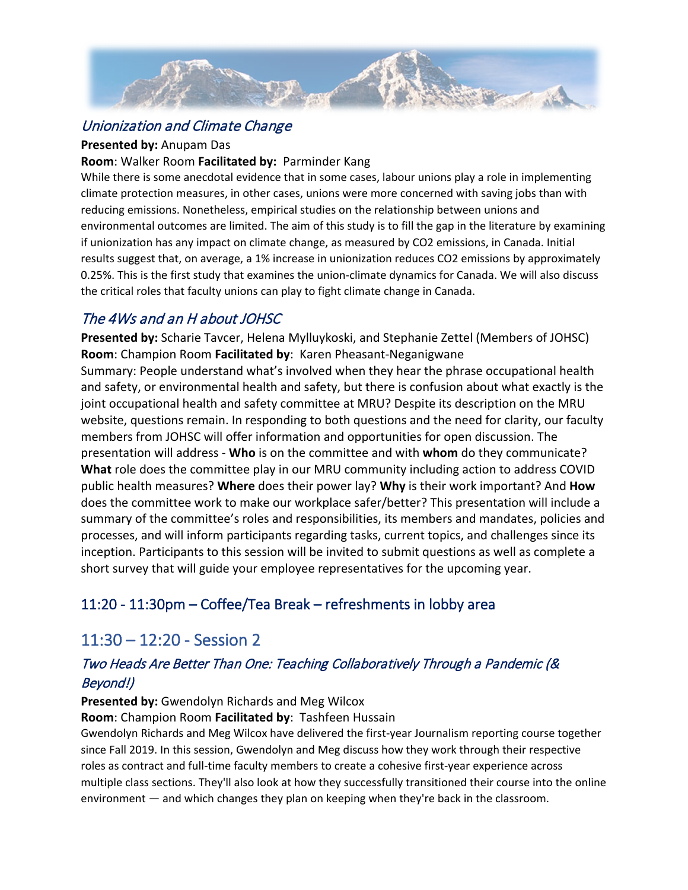### *Unionization and Climate Change*

**Presented by:** Anupam Das

**Room**: Walker Room **Facilitated by:** Parminder Kang

While there is some anecdotal evidence that in some cases, labour unions play a role in implementing climate protection measures, in other cases, unions were more concerned with saving jobs than with reducing emissions. Nonetheless, empirical studies on the relationship between unions and environmental outcomes are limited. The aim of this study is to fill the gap in the literature by examining if unionization has any impact on climate change, as measured by $CO_2$ emissions, in Canada. Initial results suggest that, on average, a 1% increase in unionization reduces $CO_2$ emissions by approximately 0.25%. This is the first study that examines the union-climate dynamics for Canada. We will also discuss the critical roles that faculty unions can play to fight climate change in Canada.

### *The 4Ws and an H about JOHSC*

**Presented by:** Scharie Tavcer, Helena Mylluykoski, and Stephanie Zettel (Members of JOHSC)

**Room**: Champion Room **Facilitated by**: Karen Pheasant-Neganigwane

Summary: People understand what's involved when they hear the phrase occupational health and safety, or environmental health and safety, but there is confusion about what exactly is the joint occupational health and safety committee at MRU? Despite its description on the MRU website, questions remain. In responding to both questions and the need for clarity, our faculty members from JOHSC will offer information and opportunities for open discussion. The presentation will address - **Who** is on the committee and with **whom** do they communicate? **What** role does the committee play in our MRU community including action to address COVID public health measures? **Where** does their power lay? **Why** is their work important? And **How** does the committee work to make our workplace safer/better? This presentation will include a summary of the committee's roles and responsibilities, its members and mandates, policies and processes, and will inform participants regarding tasks, current topics, and challenges since its inception. Participants to this session will be invited to submit questions as well as complete a short survey that will guide your employee representatives for the upcoming year.

### 11:20 - 11:30pm – Coffee/Tea Break – refreshments in lobby area

## 11:30 – 12:20 - Session 2

### *Two Heads Are Better Than One: Teaching Collaboratively Through a Pandemic (& Beyond!)*

**Presented by:** Gwendolyn Richards and Meg Wilcox

**Room**: Champion Room **Facilitated by**: Tashfeen Hussain

Gwendolyn Richards and Meg Wilcox have delivered the first-year Journalism reporting course together since Fall 2019. In this session, Gwendolyn and Meg discuss how they work through their respective roles as contract and full-time faculty members to create a cohesive first-year experience across multiple class sections. They'll also look at how they successfully transitioned their course into the online environment — and which changes they plan on keeping when they're back in the classroom.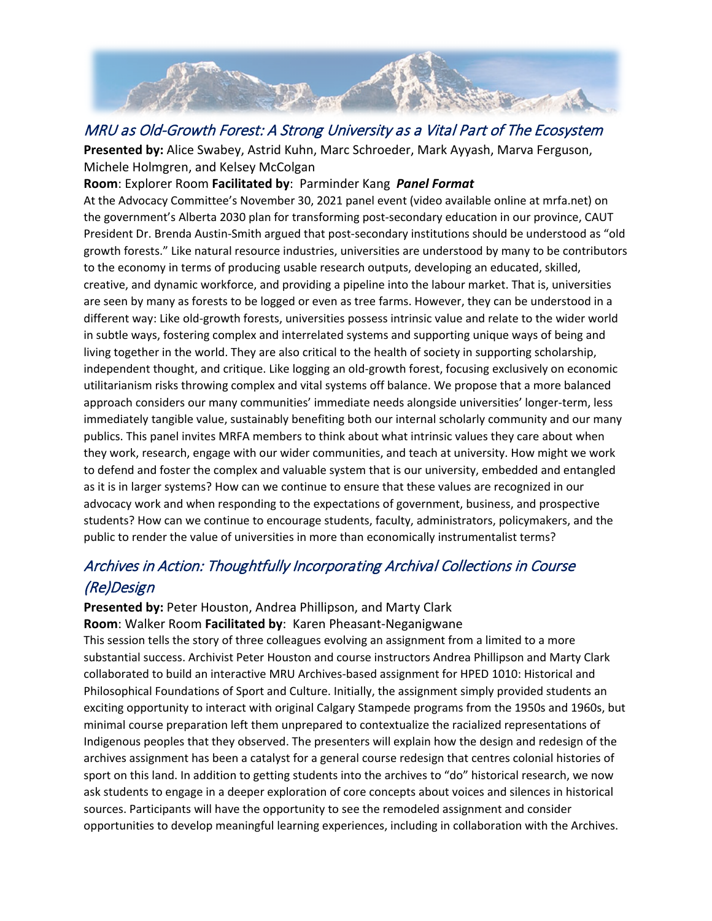## MRU as Old-Growth Forest: A Strong University as a Vital Part of The Ecosystem

**Presented by:** Alice Swabey, Astrid Kuhn, Marc Schroeder, Mark Ayyash, Marva Ferguson, Michele Holmgren, and Kelsey McColgan

**Room**: Explorer Room **Facilitated by**: Parminder Kang ***Panel Format***

At the Advocacy Committee's November 30, 2021 panel event (video available online at mrfa.net) on the government's Alberta 2030 plan for transforming post-secondary education in our province, CAUT President Dr. Brenda Austin-Smith argued that post-secondary institutions should be understood as "old growth forests." Like natural resource industries, universities are understood by many to be contributors to the economy in terms of producing usable research outputs, developing an educated, skilled, creative, and dynamic workforce, and providing a pipeline into the labour market. That is, universities are seen by many as forests to be logged or even as tree farms. However, they can be understood in a different way: Like old-growth forests, universities possess intrinsic value and relate to the wider world in subtle ways, fostering complex and interrelated systems and supporting unique ways of being and living together in the world. They are also critical to the health of society in supporting scholarship, independent thought, and critique. Like logging an old-growth forest, focusing exclusively on economic utilitarianism risks throwing complex and vital systems off balance. We propose that a more balanced approach considers our many communities' immediate needs alongside universities' longer-term, less immediately tangible value, sustainably benefiting both our internal scholarly community and our many publics. This panel invites MRFA members to think about what intrinsic values they care about when they work, research, engage with our wider communities, and teach at university. How might we work to defend and foster the complex and valuable system that is our university, embedded and entangled as it is in larger systems? How can we continue to ensure that these values are recognized in our advocacy work and when responding to the expectations of government, business, and prospective students? How can we continue to encourage students, faculty, administrators, policymakers, and the public to render the value of universities in more than economically instrumentalist terms?

## Archives in Action: Thoughtfully Incorporating Archival Collections in Course (Re)Design

**Presented by:** Peter Houston, Andrea Phillipson, and Marty Clark

**Room**: Walker Room **Facilitated by**: Karen Pheasant-Neganigwane

This session tells the story of three colleagues evolving an assignment from a limited to a more substantial success. Archivist Peter Houston and course instructors Andrea Phillipson and Marty Clark collaborated to build an interactive MRU Archives-based assignment for HPED 1010: Historical and Philosophical Foundations of Sport and Culture. Initially, the assignment simply provided students an exciting opportunity to interact with original Calgary Stampede programs from the 1950s and 1960s, but minimal course preparation left them unprepared to contextualize the racialized representations of Indigenous peoples that they observed. The presenters will explain how the design and redesign of the archives assignment has been a catalyst for a general course redesign that centres colonial histories of sport on this land. In addition to getting students into the archives to "do" historical research, we now ask students to engage in a deeper exploration of core concepts about voices and silences in historical sources. Participants will have the opportunity to see the remodeled assignment and consider opportunities to develop meaningful learning experiences, including in collaboration with the Archives.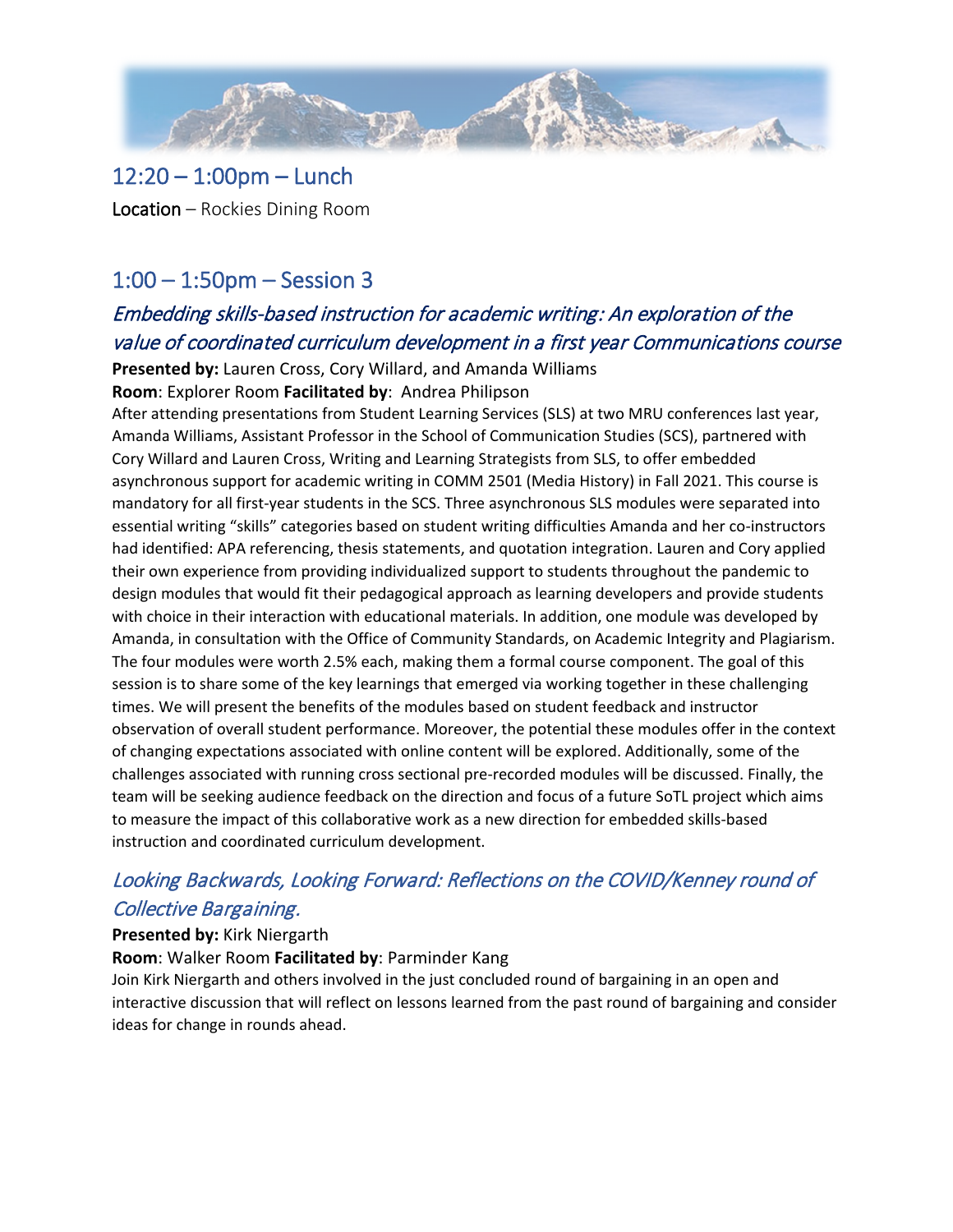## 12:20 – 1:00pm – Lunch

**Location** – Rockies Dining Room

## 1:00 – 1:50pm – Session 3

### *Embedding skills-based instruction for academic writing: An exploration of the value of coordinated curriculum development in a first year Communications course*

**Presented by:** Lauren Cross, Cory Willard, and Amanda Williams

**Room**: Explorer Room **Facilitated by**: Andrea Philipson

After attending presentations from Student Learning Services (SLS) at two MRU conferences last year, Amanda Williams, Assistant Professor in the School of Communication Studies (SCS), partnered with Cory Willard and Lauren Cross, Writing and Learning Strategists from SLS, to offer embedded asynchronous support for academic writing in COMM 2501 (Media History) in Fall 2021. This course is mandatory for all first-year students in the SCS. Three asynchronous SLS modules were separated into essential writing "skills" categories based on student writing difficulties Amanda and her co-instructors had identified: APA referencing, thesis statements, and quotation integration. Lauren and Cory applied their own experience from providing individualized support to students throughout the pandemic to design modules that would fit their pedagogical approach as learning developers and provide students with choice in their interaction with educational materials. In addition, one module was developed by Amanda, in consultation with the Office of Community Standards, on Academic Integrity and Plagiarism. The four modules were worth 2.5% each, making them a formal course component. The goal of this session is to share some of the key learnings that emerged via working together in these challenging times. We will present the benefits of the modules based on student feedback and instructor observation of overall student performance. Moreover, the potential these modules offer in the context of changing expectations associated with online content will be explored. Additionally, some of the challenges associated with running cross sectional pre-recorded modules will be discussed. Finally, the team will be seeking audience feedback on the direction and focus of a future SoTL project which aims to measure the impact of this collaborative work as a new direction for embedded skills-based instruction and coordinated curriculum development.

### *Looking Backwards, Looking Forward: Reflections on the COVID/Kenney round of Collective Bargaining.*

**Presented by:** Kirk Niergarth

**Room**: Walker Room **Facilitated by**: Parminder Kang

Join Kirk Niergarth and others involved in the just concluded round of bargaining in an open and interactive discussion that will reflect on lessons learned from the past round of bargaining and consider ideas for change in rounds ahead.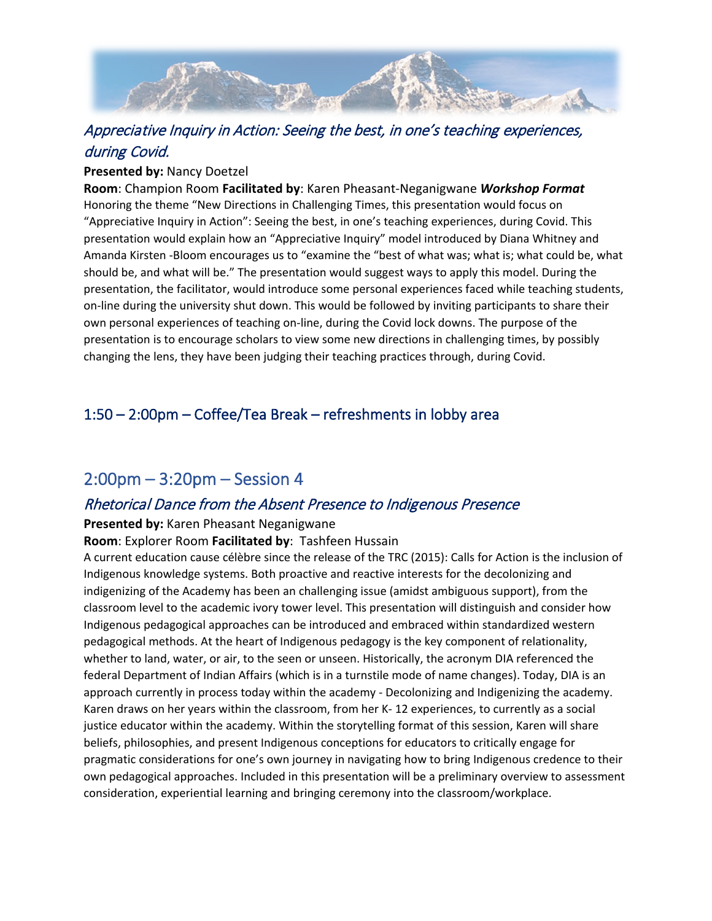### *Appreciative Inquiry in Action: Seeing the best, in one's teaching experiences, during Covid.*

**Presented by:** Nancy Doetzel

**Room**: Champion Room **Facilitated by**: Karen Pheasant-Neganigwane ***Workshop Format***

Honoring the theme "New Directions in Challenging Times, this presentation would focus on "Appreciative Inquiry in Action": Seeing the best, in one's teaching experiences, during Covid. This presentation would explain how an "Appreciative Inquiry" model introduced by Diana Whitney and Amanda Kirsten -Bloom encourages us to "examine the "best of what was; what is; what could be, what should be, and what will be." The presentation would suggest ways to apply this model. During the presentation, the facilitator, would introduce some personal experiences faced while teaching students, on-line during the university shut down. This would be followed by inviting participants to share their own personal experiences of teaching on-line, during the Covid lock downs. The purpose of the presentation is to encourage scholars to view some new directions in challenging times, by possibly changing the lens, they have been judging their teaching practices through, during Covid.

### 1:50 – 2:00pm – Coffee/Tea Break – refreshments in lobby area

## 2:00pm – 3:20pm – Session 4

### *Rhetorical Dance from the Absent Presence to Indigenous Presence*

**Presented by:** Karen Pheasant Neganigwane

**Room**: Explorer Room **Facilitated by**: Tashfeen Hussain

A current education cause célèbre since the release of the TRC (2015): Calls for Action is the inclusion of Indigenous knowledge systems. Both proactive and reactive interests for the decolonizing and indigenizing of the Academy has been an challenging issue (amidst ambiguous support), from the classroom level to the academic ivory tower level. This presentation will distinguish and consider how Indigenous pedagogical approaches can be introduced and embraced within standardized western pedagogical methods. At the heart of Indigenous pedagogy is the key component of relationality, whether to land, water, or air, to the seen or unseen. Historically, the acronym DIA referenced the federal Department of Indian Affairs (which is in a turnstile mode of name changes). Today, DIA is an approach currently in process today within the academy - Decolonizing and Indigenizing the academy. Karen draws on her years within the classroom, from her K- 12 experiences, to currently as a social justice educator within the academy. Within the storytelling format of this session, Karen will share beliefs, philosophies, and present Indigenous conceptions for educators to critically engage for pragmatic considerations for one's own journey in navigating how to bring Indigenous credence to their own pedagogical approaches. Included in this presentation will be a preliminary overview to assessment consideration, experiential learning and bringing ceremony into the classroom/workplace.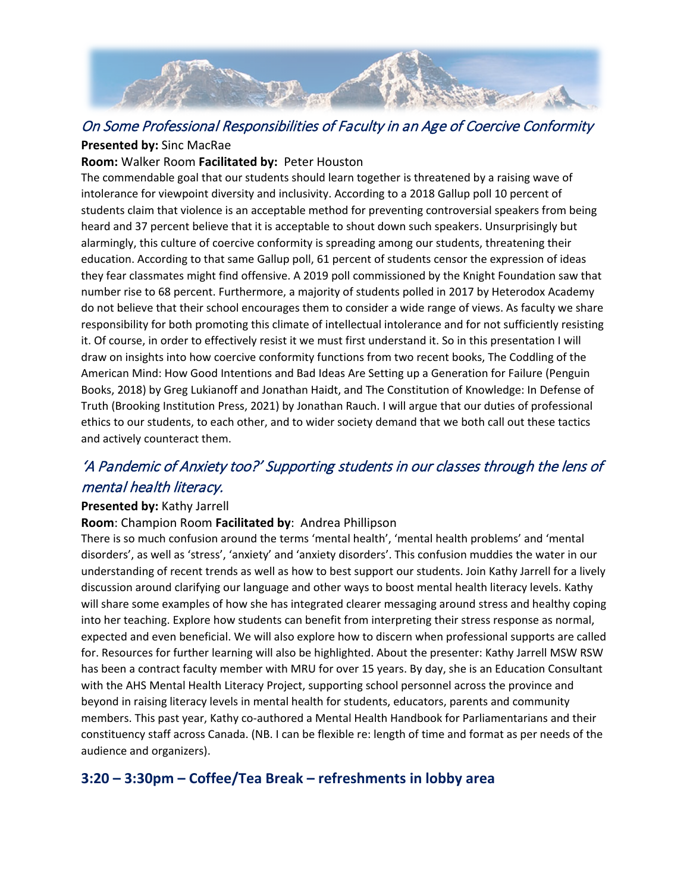## *On Some Professional Responsibilities of Faculty in an Age of Coercive Conformity*

**Presented by:** Sinc MacRae

**Room:** Walker Room **Facilitated by:** Peter Houston

The commendable goal that our students should learn together is threatened by a raising wave of intolerance for viewpoint diversity and inclusivity. According to a 2018 Gallup poll 10 percent of students claim that violence is an acceptable method for preventing controversial speakers from being heard and 37 percent believe that it is acceptable to shout down such speakers. Unsurprisingly but alarmingly, this culture of coercive conformity is spreading among our students, threatening their education. According to that same Gallup poll, 61 percent of students censor the expression of ideas they fear classmates might find offensive. A 2019 poll commissioned by the Knight Foundation saw that number rise to 68 percent. Furthermore, a majority of students polled in 2017 by Heterodox Academy do not believe that their school encourages them to consider a wide range of views. As faculty we share responsibility for both promoting this climate of intellectual intolerance and for not sufficiently resisting it. Of course, in order to effectively resist it we must first understand it. So in this presentation I will draw on insights into how coercive conformity functions from two recent books, The Coddling of the American Mind: How Good Intentions and Bad Ideas Are Setting up a Generation for Failure (Penguin Books, 2018) by Greg Lukianoff and Jonathan Haidt, and The Constitution of Knowledge: In Defense of Truth (Brooking Institution Press, 2021) by Jonathan Rauch. I will argue that our duties of professional ethics to our students, to each other, and to wider society demand that we both call out these tactics and actively counteract them.

## *'A Pandemic of Anxiety too?' Supporting students in our classes through the lens of mental health literacy.*

**Presented by:** Kathy Jarrell

**Room**: Champion Room **Facilitated by**: Andrea Phillipson

There is so much confusion around the terms 'mental health', 'mental health problems' and 'mental disorders', as well as 'stress', 'anxiety' and 'anxiety disorders'. This confusion muddies the water in our understanding of recent trends as well as how to best support our students. Join Kathy Jarrell for a lively discussion around clarifying our language and other ways to boost mental health literacy levels. Kathy will share some examples of how she has integrated clearer messaging around stress and healthy coping into her teaching. Explore how students can benefit from interpreting their stress response as normal, expected and even beneficial. We will also explore how to discern when professional supports are called for. Resources for further learning will also be highlighted. About the presenter: Kathy Jarrell MSW RSW has been a contract faculty member with MRU for over 15 years. By day, she is an Education Consultant with the AHS Mental Health Literacy Project, supporting school personnel across the province and beyond in raising literacy levels in mental health for students, educators, parents and community members. This past year, Kathy co-authored a Mental Health Handbook for Parliamentarians and their constituency staff across Canada. (NB. I can be flexible re: length of time and format as per needs of the audience and organizers).

### 3:20 – 3:30pm – Coffee/Tea Break – refreshments in lobby area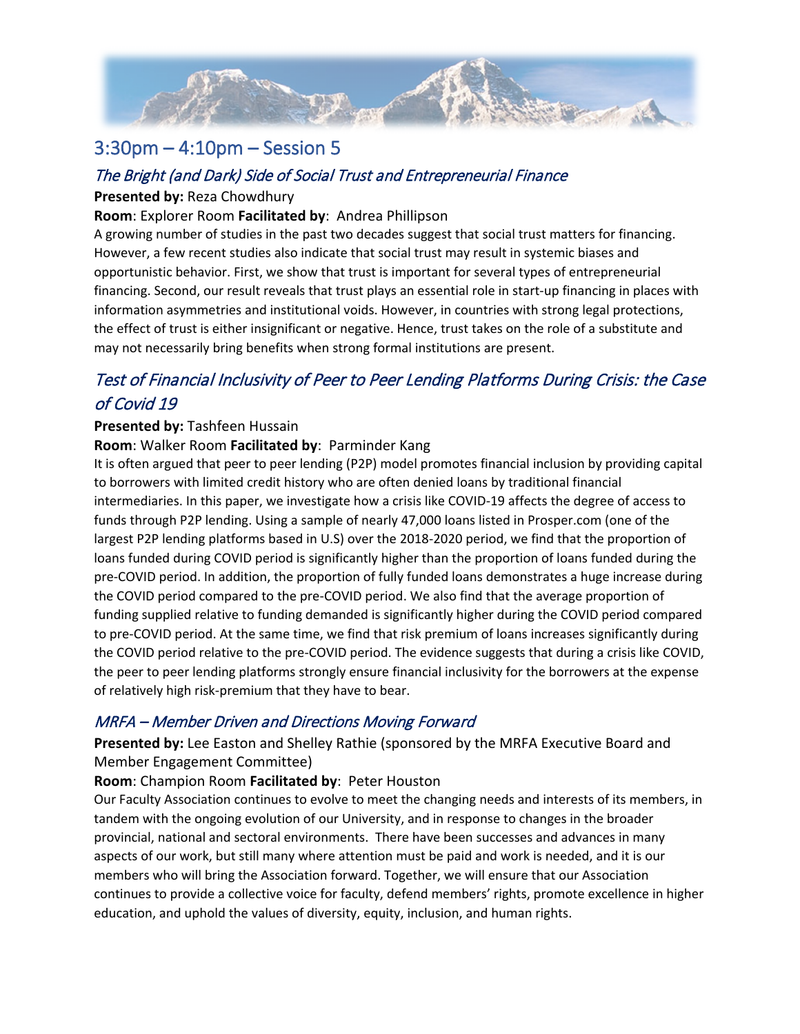## 3:30pm – 4:10pm – Session 5

### *The Bright (and Dark) Side of Social Trust and Entrepreneurial Finance*

**Presented by:** Reza Chowdhury

**Room**: Explorer Room **Facilitated by**: Andrea Phillipson

A growing number of studies in the past two decades suggest that social trust matters for financing. However, a few recent studies also indicate that social trust may result in systemic biases and opportunistic behavior. First, we show that trust is important for several types of entrepreneurial financing. Second, our result reveals that trust plays an essential role in start-up financing in places with information asymmetries and institutional voids. However, in countries with strong legal protections, the effect of trust is either insignificant or negative. Hence, trust takes on the role of a substitute and may not necessarily bring benefits when strong formal institutions are present.

### *Test of Financial Inclusivity of Peer to Peer Lending Platforms During Crisis: the Case of Covid 19*

**Presented by:** Tashfeen Hussain

**Room**: Walker Room **Facilitated by**: Parminder Kang

It is often argued that peer to peer lending (P2P) model promotes financial inclusion by providing capital to borrowers with limited credit history who are often denied loans by traditional financial intermediaries. In this paper, we investigate how a crisis like COVID-19 affects the degree of access to funds through P2P lending. Using a sample of nearly 47,000 loans listed in Prosper.com (one of the largest P2P lending platforms based in U.S) over the 2018-2020 period, we find that the proportion of loans funded during COVID period is significantly higher than the proportion of loans funded during the pre-COVID period. In addition, the proportion of fully funded loans demonstrates a huge increase during the COVID period compared to the pre-COVID period. We also find that the average proportion of funding supplied relative to funding demanded is significantly higher during the COVID period compared to pre-COVID period. At the same time, we find that risk premium of loans increases significantly during the COVID period relative to the pre-COVID period. The evidence suggests that during a crisis like COVID, the peer to peer lending platforms strongly ensure financial inclusivity for the borrowers at the expense of relatively high risk-premium that they have to bear.

### *MRFA – Member Driven and Directions Moving Forward*

**Presented by:** Lee Easton and Shelley Rathie (sponsored by the MRFA Executive Board and Member Engagement Committee)

**Room**: Champion Room **Facilitated by**: Peter Houston

Our Faculty Association continues to evolve to meet the changing needs and interests of its members, in tandem with the ongoing evolution of our University, and in response to changes in the broader provincial, national and sectoral environments. There have been successes and advances in many aspects of our work, but still many where attention must be paid and work is needed, and it is our members who will bring the Association forward. Together, we will ensure that our Association continues to provide a collective voice for faculty, defend members' rights, promote excellence in higher education, and uphold the values of diversity, equity, inclusion, and human rights.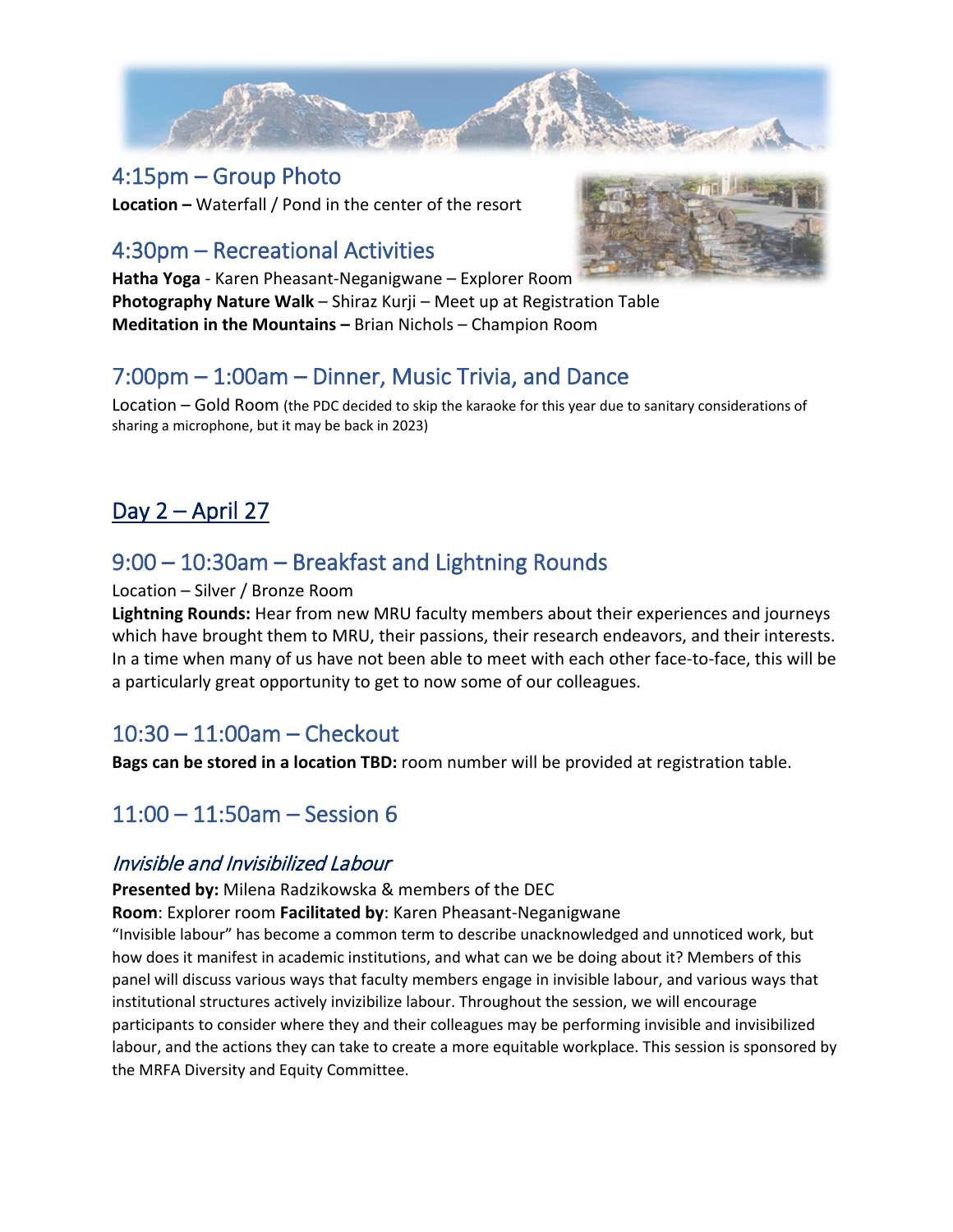## 4:15pm – Group Photo

**Location –** Waterfall / Pond in the center of the resort

## 4:30pm – Recreational Activities

**Hatha Yoga** - Karen Pheasant-Neganigwane – Explorer Room
**Photography Nature Walk** – Shiraz Kurji – Meet up at Registration Table
**Meditation in the Mountains –** Brian Nichols – Champion Room

## 7:00pm – 1:00am – Dinner, Music Trivia, and Dance

Location – Gold Room (the PDC decided to skip the karaoke for this year due to sanitary considerations of sharing a microphone, but it may be back in 2023)

# Day 2 – April 27

## 9:00 – 10:30am – Breakfast and Lightning Rounds

Location – Silver / Bronze Room

**Lightning Rounds:** Hear from new MRU faculty members about their experiences and journeys which have brought them to MRU, their passions, their research endeavors, and their interests. In a time when many of us have not been able to meet with each other face-to-face, this will be a particularly great opportunity to get to now some of our colleagues.

## 10:30 – 11:00am – Checkout

**Bags can be stored in a location TBD:** room number will be provided at registration table.

## 11:00 – 11:50am – Session 6

### *Invisible and Invisibilized Labour*

**Presented by:** Milena Radzikowska & members of the DEC
**Room**: Explorer room **Facilitated by**: Karen Pheasant-Neganigwane

"Invisible labour" has become a common term to describe unacknowledged and unnoticed work, but how does it manifest in academic institutions, and what can we be doing about it? Members of this panel will discuss various ways that faculty members engage in invisible labour, and various ways that institutional structures actively invizibilize labour. Throughout the session, we will encourage participants to consider where they and their colleagues may be performing invisible and invisibilized labour, and the actions they can take to create a more equitable workplace. This session is sponsored by the MRFA Diversity and Equity Committee.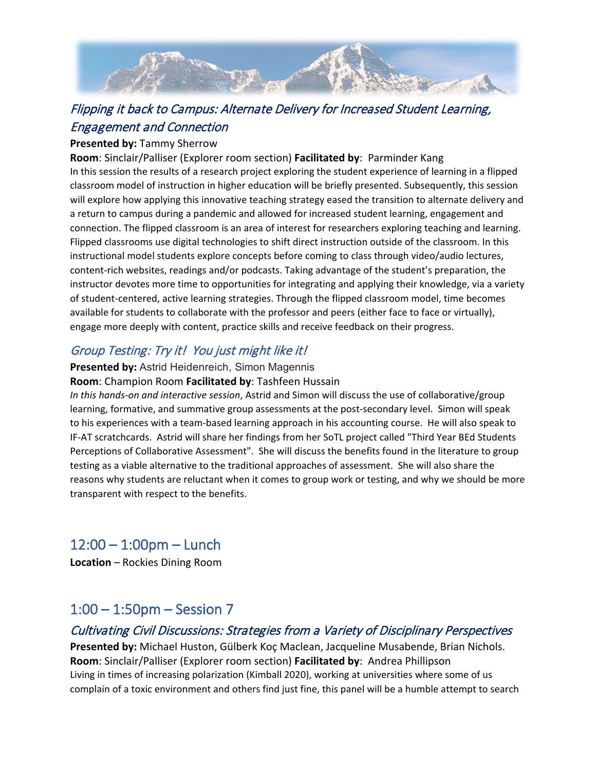### *Flipping it back to Campus: Alternate Delivery for Increased Student Learning, Engagement and Connection*

**Presented by:** Tammy Sherrow

**Room**: Sinclair/Palliser (Explorer room section) **Facilitated by**: Parminder Kang

In this session the results of a research project exploring the student experience of learning in a flipped classroom model of instruction in higher education will be briefly presented. Subsequently, this session will explore how applying this innovative teaching strategy eased the transition to alternate delivery and a return to campus during a pandemic and allowed for increased student learning, engagement and connection. The flipped classroom is an area of interest for researchers exploring teaching and learning. Flipped classrooms use digital technologies to shift direct instruction outside of the classroom. In this instructional model students explore concepts before coming to class through video/audio lectures, content-rich websites, readings and/or podcasts. Taking advantage of the student's preparation, the instructor devotes more time to opportunities for integrating and applying their knowledge, via a variety of student-centered, active learning strategies. Through the flipped classroom model, time becomes available for students to collaborate with the professor and peers (either face to face or virtually), engage more deeply with content, practice skills and receive feedback on their progress.

### *Group Testing: Try it! You just might like it!*

**Presented by:** Astrid Heidenreich, Simon Magennis

**Room**: Champion Room **Facilitated by**: Tashfeen Hussain

*In this hands-on and interactive session*, Astrid and Simon will discuss the use of collaborative/group learning, formative, and summative group assessments at the post-secondary level. Simon will speak to his experiences with a team-based learning approach in his accounting course. He will also speak to IF-AT scratchcards. Astrid will share her findings from her SoTL project called "Third Year BEd Students Perceptions of Collaborative Assessment". She will discuss the benefits found in the literature to group testing as a viable alternative to the traditional approaches of assessment. She will also share the reasons why students are reluctant when it comes to group work or testing, and why we should be more transparent with respect to the benefits.

## 12:00 – 1:00pm – Lunch

**Location** – Rockies Dining Room

## 1:00 – 1:50pm – Session 7

### *Cultivating Civil Discussions: Strategies from a Variety of Disciplinary Perspectives*

**Presented by:** Michael Huston, Gülberk Koç Maclean, Jacqueline Musabende, Brian Nichols.

**Room**: Sinclair/Palliser (Explorer room section) **Facilitated by**: Andrea Phillipson

Living in times of increasing polarization (Kimball 2020), working at universities where some of us complain of a toxic environment and others find just fine, this panel will be a humble attempt to search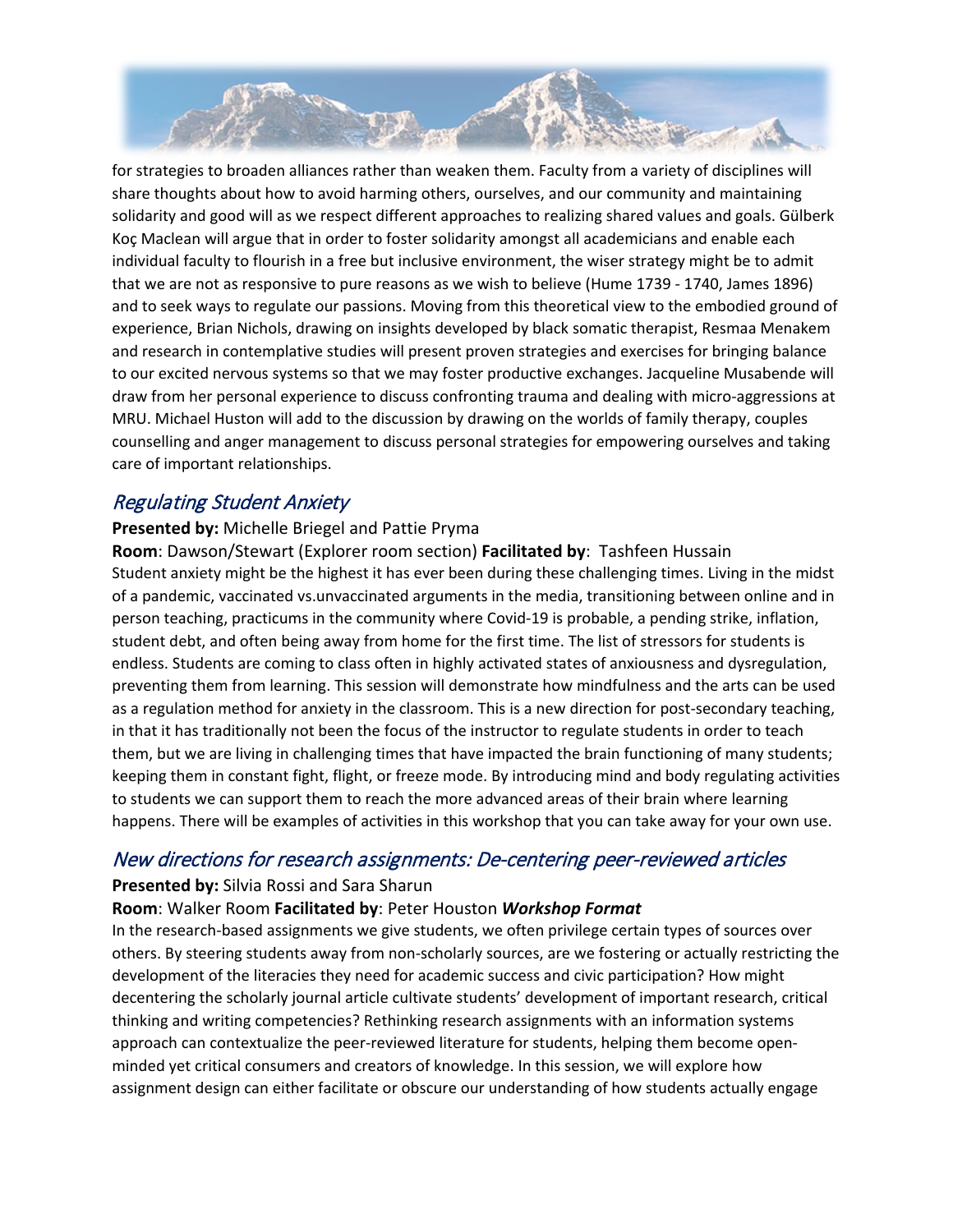for strategies to broaden alliances rather than weaken them. Faculty from a variety of disciplines will share thoughts about how to avoid harming others, ourselves, and our community and maintaining solidarity and good will as we respect different approaches to realizing shared values and goals. Gülberk Koç Maclean will argue that in order to foster solidarity amongst all academicians and enable each individual faculty to flourish in a free but inclusive environment, the wiser strategy might be to admit that we are not as responsive to pure reasons as we wish to believe (Hume 1739 - 1740, James 1896) and to seek ways to regulate our passions. Moving from this theoretical view to the embodied ground of experience, Brian Nichols, drawing on insights developed by black somatic therapist, Resmaa Menakem and research in contemplative studies will present proven strategies and exercises for bringing balance to our excited nervous systems so that we may foster productive exchanges. Jacqueline Musabende will draw from her personal experience to discuss confronting trauma and dealing with micro-aggressions at MRU. Michael Huston will add to the discussion by drawing on the worlds of family therapy, couples counselling and anger management to discuss personal strategies for empowering ourselves and taking care of important relationships.

## *Regulating Student Anxiety*

**Presented by:** Michelle Briegel and Pattie Pryma

**Room**: Dawson/Stewart (Explorer room section) **Facilitated by**: Tashfeen Hussain

Student anxiety might be the highest it has ever been during these challenging times. Living in the midst of a pandemic, vaccinated vs.unvaccinated arguments in the media, transitioning between online and in person teaching, practicums in the community where Covid-19 is probable, a pending strike, inflation, student debt, and often being away from home for the first time. The list of stressors for students is endless. Students are coming to class often in highly activated states of anxiousness and dysregulation, preventing them from learning. This session will demonstrate how mindfulness and the arts can be used as a regulation method for anxiety in the classroom. This is a new direction for post-secondary teaching, in that it has traditionally not been the focus of the instructor to regulate students in order to teach them, but we are living in challenging times that have impacted the brain functioning of many students; keeping them in constant fight, flight, or freeze mode. By introducing mind and body regulating activities to students we can support them to reach the more advanced areas of their brain where learning happens. There will be examples of activities in this workshop that you can take away for your own use.

## *New directions for research assignments: De-centering peer-reviewed articles*

**Presented by:** Silvia Rossi and Sara Sharun

**Room**: Walker Room **Facilitated by**: Peter Houston ***Workshop Format***

In the research-based assignments we give students, we often privilege certain types of sources over others. By steering students away from non-scholarly sources, are we fostering or actually restricting the development of the literacies they need for academic success and civic participation? How might decentering the scholarly journal article cultivate students' development of important research, critical thinking and writing competencies? Rethinking research assignments with an information systems approach can contextualize the peer-reviewed literature for students, helping them become open-minded yet critical consumers and creators of knowledge. In this session, we will explore how assignment design can either facilitate or obscure our understanding of how students actually engage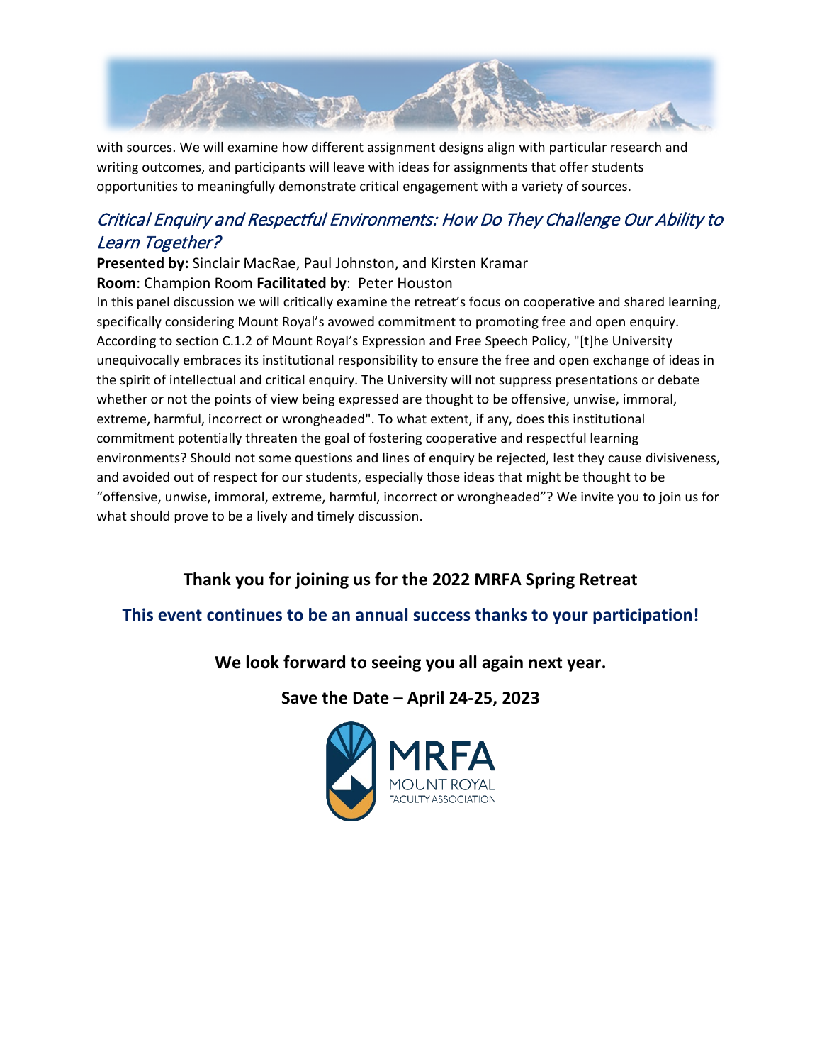with sources. We will examine how different assignment designs align with particular research and writing outcomes, and participants will leave with ideas for assignments that offer students opportunities to meaningfully demonstrate critical engagement with a variety of sources.

## *Critical Enquiry and Respectful Environments: How Do They Challenge Our Ability to Learn Together?*

**Presented by:** Sinclair MacRae, Paul Johnston, and Kirsten Kramar
**Room**: Champion Room **Facilitated by**: Peter Houston

In this panel discussion we will critically examine the retreat's focus on cooperative and shared learning, specifically considering Mount Royal's avowed commitment to promoting free and open enquiry. According to section C.1.2 of Mount Royal's Expression and Free Speech Policy, "[t]he University unequivocally embraces its institutional responsibility to ensure the free and open exchange of ideas in the spirit of intellectual and critical enquiry. The University will not suppress presentations or debate whether or not the points of view being expressed are thought to be offensive, unwise, immoral, extreme, harmful, incorrect or wrongheaded". To what extent, if any, does this institutional commitment potentially threaten the goal of fostering cooperative and respectful learning environments? Should not some questions and lines of enquiry be rejected, lest they cause divisiveness, and avoided out of respect for our students, especially those ideas that might be thought to be "offensive, unwise, immoral, extreme, harmful, incorrect or wrongheaded"? We invite you to join us for what should prove to be a lively and timely discussion.

**Thank you for joining us for the 2022 MRFA Spring Retreat**

**This event continues to be an annual success thanks to your participation!**

**We look forward to seeing you all again next year.**

**Save the Date – April 24-25, 2023**

MRFA
MOUNT ROYAL
FACULTY ASSOCIATION